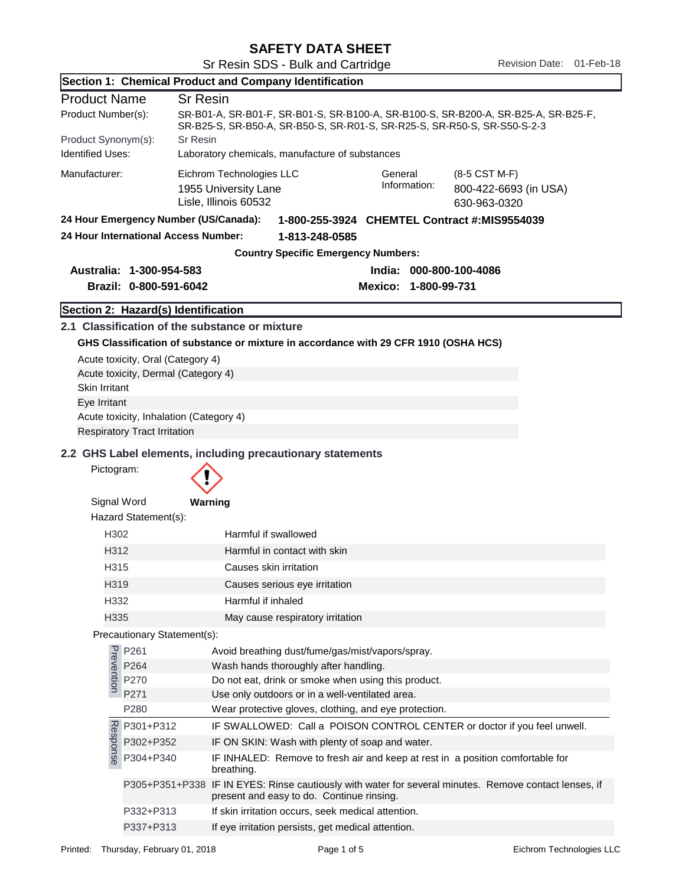# SAFETY DATA SHEET

Sr Resin SDS - Bulk and Cartridge

Revision Date: 01-Feb-18

## Section 1: Chemical Product and Company Identification

| | |
|---|---|
| **Product Name** | **Sr Resin** |
| Product Number(s): | SR-B01-A, SR-B01-F, SR-B01-S, SR-B100-A, SR-B100-S, SR-B200-A, SR-B25-A, SR-B25-F, SR-B25-S, SR-B50-A, SR-B50-S, SR-R01-S, SR-R25-S, SR-R50-S, SR-S50-S-2-3 |
| Product Synonym(s): | Sr Resin |
| Identified Uses: | Laboratory chemicals, manufacture of substances |

Manufacturer: Eichrom Technologies LLC
1955 University Lane
Lisle, Illinois 60532

General Information: (8-5 CST M-F)
800-422-6693 (in USA)
630-963-0320

**24 Hour Emergency Number (US/Canada): 1-800-255-3924 CHEMTEL Contract #:MIS9554039**

**24 Hour International Access Number: 1-813-248-0585**

**Country Specific Emergency Numbers:**

**Australia: 1-300-954-583**
**Brazil: 0-800-591-6042**
**India: 000-800-100-4086**
**Mexico: 1-800-99-731**

## Section 2: Hazard(s) Identification

### 2.1 Classification of the substance or mixture

**GHS Classification of substance or mixture in accordance with 29 CFR 1910 (OSHA HCS)**

Acute toxicity, Oral (Category 4)
Acute toxicity, Dermal (Category 4)
Skin Irritant
Eye Irritant
Acute toxicity, Inhalation (Category 4)
Respiratory Tract Irritation

### 2.2 GHS Label elements, including precautionary statements

Pictogram:

Signal Word **Warning**

Hazard Statement(s):

| Code | Statement |
|---|---|
| H302 | Harmful if swallowed |
| H312 | Harmful in contact with skin |
| H315 | Causes skin irritation |
| H319 | Causes serious eye irritation |
| H332 | Harmful if inhaled |
| H335 | May cause respiratory irritation |

Precautionary Statement(s):

| | Code | Statement |
|---|---|---|
| Prevention | P261 | Avoid breathing dust/fume/gas/mist/vapors/spray. |
| | P264 | Wash hands thoroughly after handling. |
| | P270 | Do not eat, drink or smoke when using this product. |
| | P271 | Use only outdoors or in a well-ventilated area. |
| | P280 | Wear protective gloves, clothing, and eye protection. |
| Response | P301+P312 | IF SWALLOWED: Call a POISON CONTROL CENTER or doctor if you feel unwell. |
| | P302+P352 | IF ON SKIN: Wash with plenty of soap and water. |
| | P304+P340 | IF INHALED: Remove to fresh air and keep at rest in a position comfortable for breathing. |
| | P305+P351+P338 | IF IN EYES: Rinse cautiously with water for several minutes. Remove contact lenses, if present and easy to do. Continue rinsing. |
| | P332+P313 | If skin irritation occurs, seek medical attention. |
| | P337+P313 | If eye irritation persists, get medical attention. |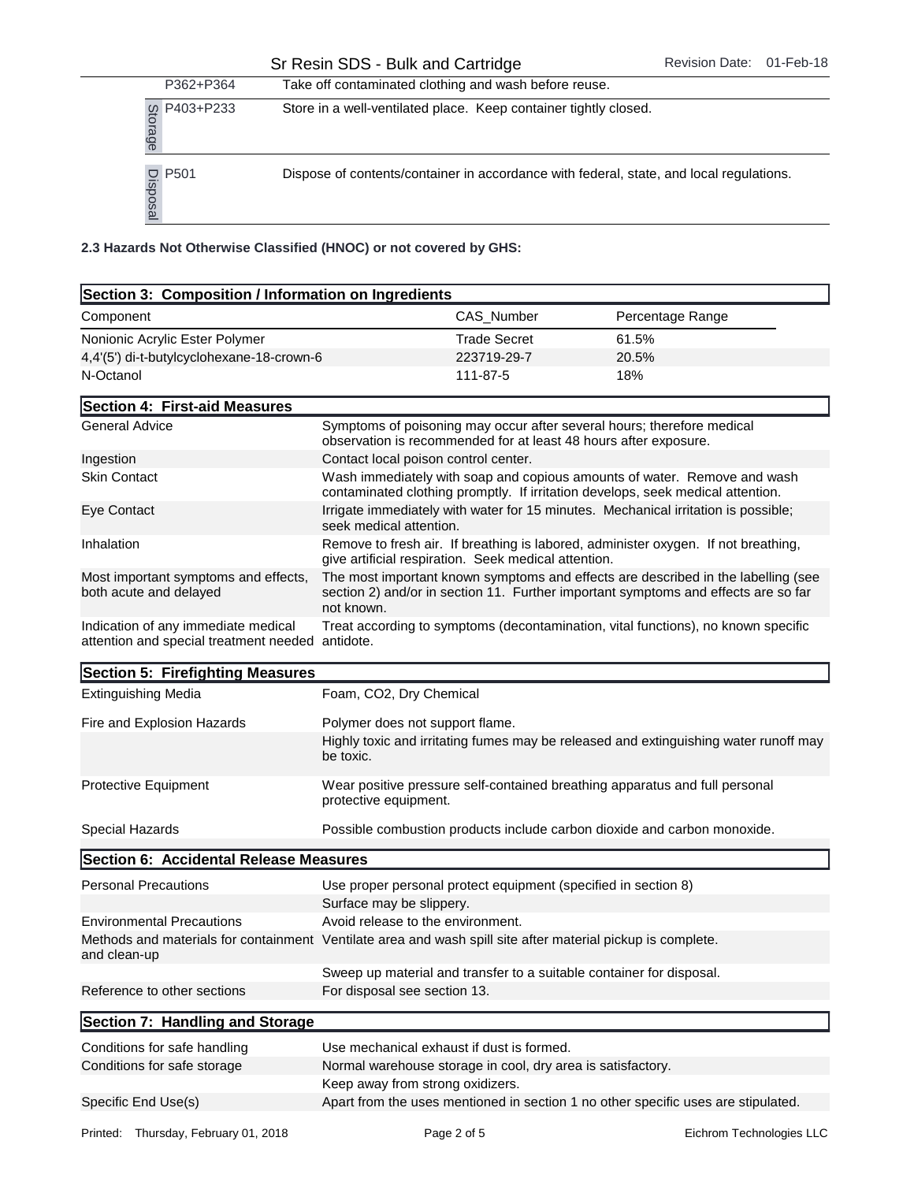| | | |
|---|---|---|
| | P362+P364 | Take off contaminated clothing and wash before reuse. |
| Storage | P403+P233 | Store in a well-ventilated place. Keep container tightly closed. |
| Disposal | P501 | Dispose of contents/container in accordance with federal, state, and local regulations. |

**2.3 Hazards Not Otherwise Classified (HNOC) or not covered by GHS:**

## Section 3: Composition / Information on Ingredients

| Component | CAS_Number | Percentage Range |
|---|---|---|
| Nonionic Acrylic Ester Polymer | Trade Secret | 61.5% |
| 4,4'(5') di-t-butylcyclohexane-18-crown-6 | 223719-29-7 | 20.5% |
| N-Octanol | 111-87-5 | 18% |

## Section 4: First-aid Measures

| | |
|---|---|
| General Advice | Symptoms of poisoning may occur after several hours; therefore medical observation is recommended for at least 48 hours after exposure. |
| Ingestion | Contact local poison control center. |
| Skin Contact | Wash immediately with soap and copious amounts of water. Remove and wash contaminated clothing promptly. If irritation develops, seek medical attention. |
| Eye Contact | Irrigate immediately with water for 15 minutes. Mechanical irritation is possible; seek medical attention. |
| Inhalation | Remove to fresh air. If breathing is labored, administer oxygen. If not breathing, give artificial respiration. Seek medical attention. |
| Most important symptoms and effects, both acute and delayed | The most important known symptoms and effects are described in the labelling (see section 2) and/or in section 11. Further important symptoms and effects are so far not known. |
| Indication of any immediate medical attention and special treatment needed | Treat according to symptoms (decontamination, vital functions), no known specific antidote. |

## Section 5: Firefighting Measures

| | |
|---|---|
| Extinguishing Media | Foam, $CO_2$, Dry Chemical |
| Fire and Explosion Hazards | Polymer does not support flame. |
| | Highly toxic and irritating fumes may be released and extinguishing water runoff may be toxic. |
| Protective Equipment | Wear positive pressure self-contained breathing apparatus and full personal protective equipment. |
| Special Hazards | Possible combustion products include carbon dioxide and carbon monoxide. |

## Section 6: Accidental Release Measures

| | |
|---|---|
| Personal Precautions | Use proper personal protect equipment (specified in section 8) |
| | Surface may be slippery. |
| Environmental Precautions | Avoid release to the environment. |
| Methods and materials for containment and clean-up | Ventilate area and wash spill site after material pickup is complete. |
| | Sweep up material and transfer to a suitable container for disposal. |
| Reference to other sections | For disposal see section 13. |

## Section 7: Handling and Storage

| | |
|---|---|
| Conditions for safe handling | Use mechanical exhaust if dust is formed. |
| Conditions for safe storage | Normal warehouse storage in cool, dry area is satisfactory. |
| | Keep away from strong oxidizers. |
| Specific End Use(s) | Apart from the uses mentioned in section 1 no other specific uses are stipulated. |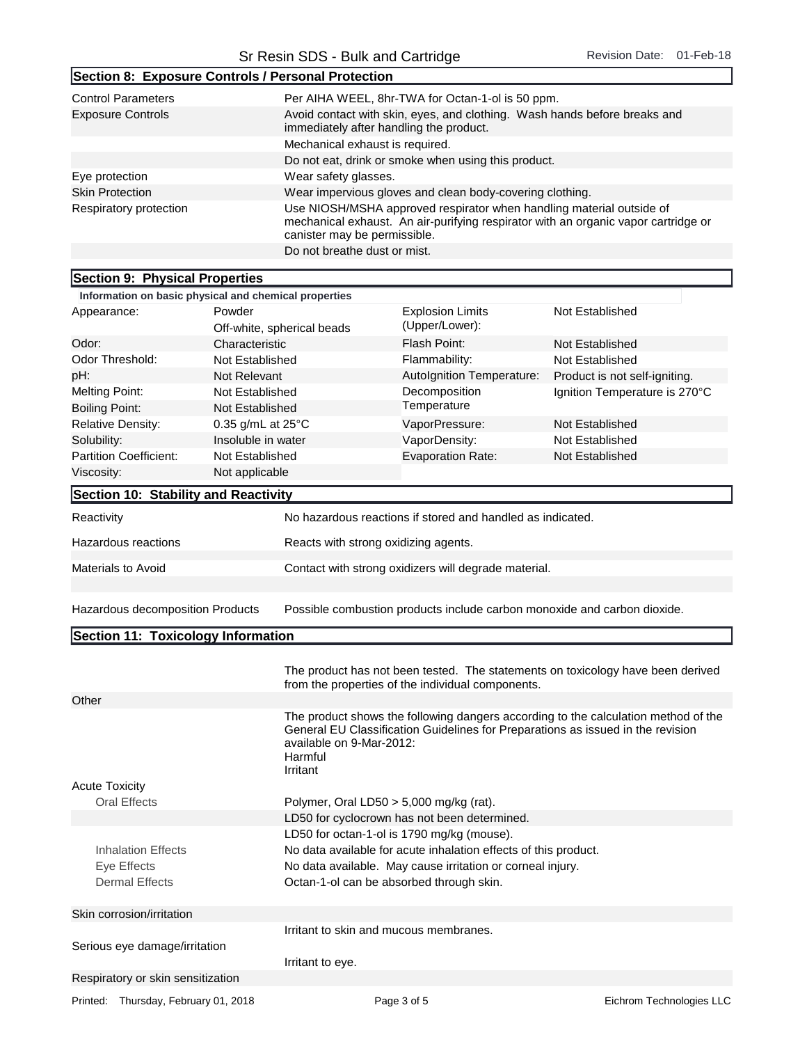## Section 8: Exposure Controls / Personal Protection

| | |
|---|---|
| Control Parameters | Per AIHA WEEL, 8hr-TWA for Octan-1-ol is 50 ppm. |
| Exposure Controls | Avoid contact with skin, eyes, and clothing. Wash hands before breaks and immediately after handling the product. |
| | Mechanical exhaust is required. |
| | Do not eat, drink or smoke when using this product. |
| Eye protection | Wear safety glasses. |
| Skin Protection | Wear impervious gloves and clean body-covering clothing. |
| Respiratory protection | Use NIOSH/MSHA approved respirator when handling material outside of mechanical exhaust. An air-purifying respirator with an organic vapor cartridge or canister may be permissible. |
| | Do not breathe dust or mist. |

## Section 9: Physical Properties

**Information on basic physical and chemical properties**

| | | | |
|---|---|---|---|
| Appearance: | Powder<br>Off-white, spherical beads | Explosion Limits (Upper/Lower): | Not Established |
| Odor: | Characteristic | Flash Point: | Not Established |
| Odor Threshold: | Not Established | Flammability: | Not Established |
| pH: | Not Relevant | AutoIgnition Temperature: | Product is not self-igniting. |
| Melting Point: | Not Established | Decomposition Temperature | Ignition Temperature is 270°C |
| Boiling Point: | Not Established | | |
| Relative Density: | 0.35 g/mL at 25°C | VaporPressure: | Not Established |
| Solubility: | Insoluble in water | VaporDensity: | Not Established |
| Partition Coefficient: | Not Established | Evaporation Rate: | Not Established |
| Viscosity: | Not applicable | | |

## Section 10: Stability and Reactivity

| | |
|---|---|
| Reactivity | No hazardous reactions if stored and handled as indicated. |
| Hazardous reactions | Reacts with strong oxidizing agents. |
| Materials to Avoid | Contact with strong oxidizers will degrade material. |
| Hazardous decomposition Products | Possible combustion products include carbon monoxide and carbon dioxide. |

## Section 11: Toxicology Information

The product has not been tested. The statements on toxicology have been derived from the properties of the individual components.

**Other**

The product shows the following dangers according to the calculation method of the General EU Classification Guidelines for Preparations as issued in the revision available on 9-Mar-2012:
Harmful
Irritant

**Acute Toxicity**

| | |
|---|---|
| Oral Effects | Polymer, Oral LD50 > 5,000 mg/kg (rat). |
| | LD50 for cyclocrown has not been determined. |
| | LD50 for octan-1-ol is 1790 mg/kg (mouse). |
| Inhalation Effects | No data available for acute inhalation effects of this product. |
| Eye Effects | No data available. May cause irritation or corneal injury. |
| Dermal Effects | Octan-1-ol can be absorbed through skin. |

**Skin corrosion/irritation**

Irritant to skin and mucous membranes.

**Serious eye damage/irritation**

Irritant to eye.

**Respiratory or skin sensitization**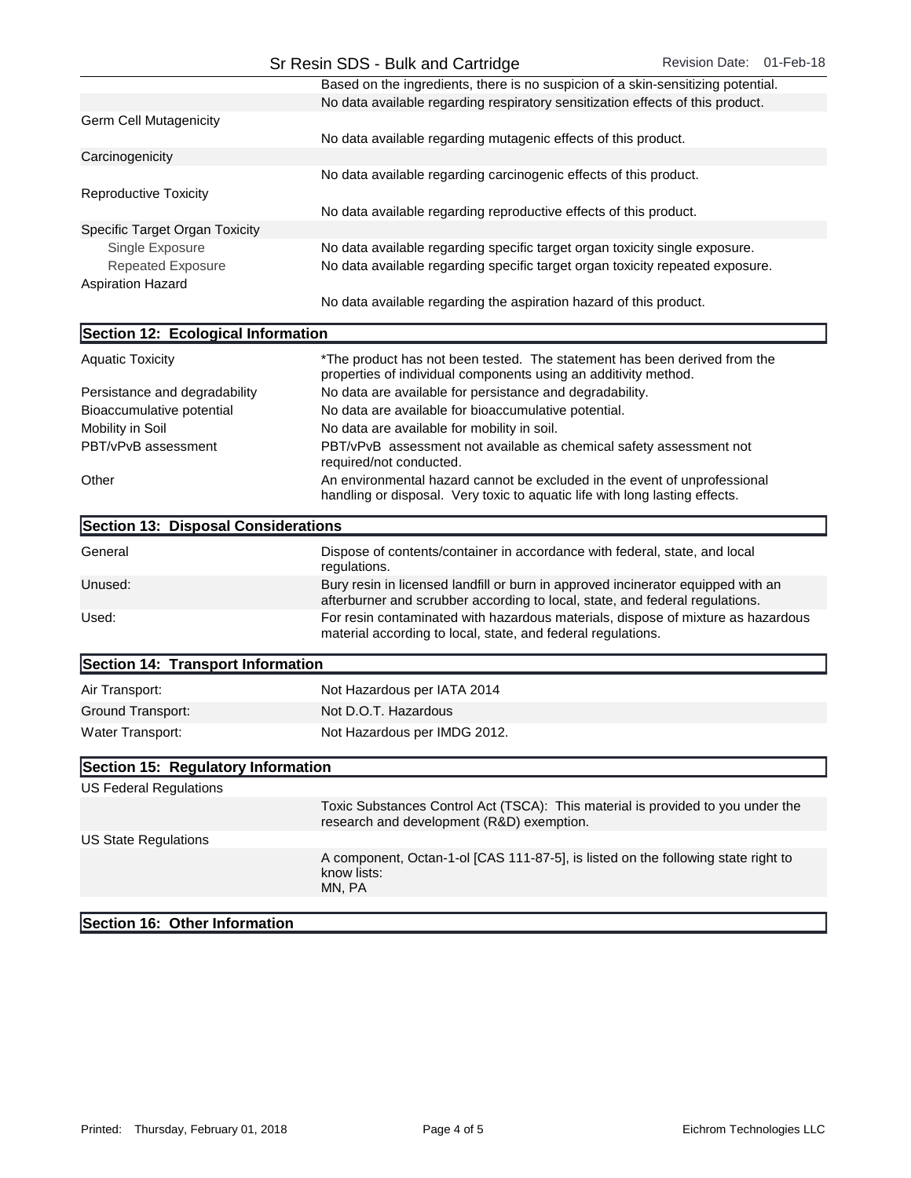| | |
|---|---|
| | Based on the ingredients, there is no suspicion of a skin-sensitizing potential. |
| | No data available regarding respiratory sensitization effects of this product. |
| Germ Cell Mutagenicity | |
| | No data available regarding mutagenic effects of this product. |
| Carcinogenicity | |
| | No data available regarding carcinogenic effects of this product. |
| Reproductive Toxicity | |
| | No data available regarding reproductive effects of this product. |
| Specific Target Organ Toxicity | |
| Single Exposure | No data available regarding specific target organ toxicity single exposure. |
| Repeated Exposure | No data available regarding specific target organ toxicity repeated exposure. |
| Aspiration Hazard | |
| | No data available regarding the aspiration hazard of this product. |

## Section 12: Ecological Information

| | |
|---|---|
| Aquatic Toxicity | *The product has not been tested. The statement has been derived from the properties of individual components using an additivity method. |
| Persistance and degradability | No data are available for persistance and degradability. |
| Bioaccumulative potential | No data are available for bioaccumulative potential. |
| Mobility in Soil | No data are available for mobility in soil. |
| PBT/vPvB assessment | PBT/vPvB assessment not available as chemical safety assessment not required/not conducted. |
| Other | An environmental hazard cannot be excluded in the event of unprofessional handling or disposal. Very toxic to aquatic life with long lasting effects. |

## Section 13: Disposal Considerations

| | |
|---|---|
| General | Dispose of contents/container in accordance with federal, state, and local regulations. |
| Unused: | Bury resin in licensed landfill or burn in approved incinerator equipped with an afterburner and scrubber according to local, state, and federal regulations. |
| Used: | For resin contaminated with hazardous materials, dispose of mixture as hazardous material according to local, state, and federal regulations. |

## Section 14: Transport Information

| | |
|---|---|
| Air Transport: | Not Hazardous per IATA 2014 |
| Ground Transport: | Not D.O.T. Hazardous |
| Water Transport: | Not Hazardous per IMDG 2012. |

## Section 15: Regulatory Information

| | |
|---|---|
| US Federal Regulations | |
| | Toxic Substances Control Act (TSCA): This material is provided to you under the research and development (R&D) exemption. |
| US State Regulations | |
| | A component, Octan-1-ol [CAS 111-87-5], is listed on the following state right to know lists: MN, PA |

## Section 16: Other Information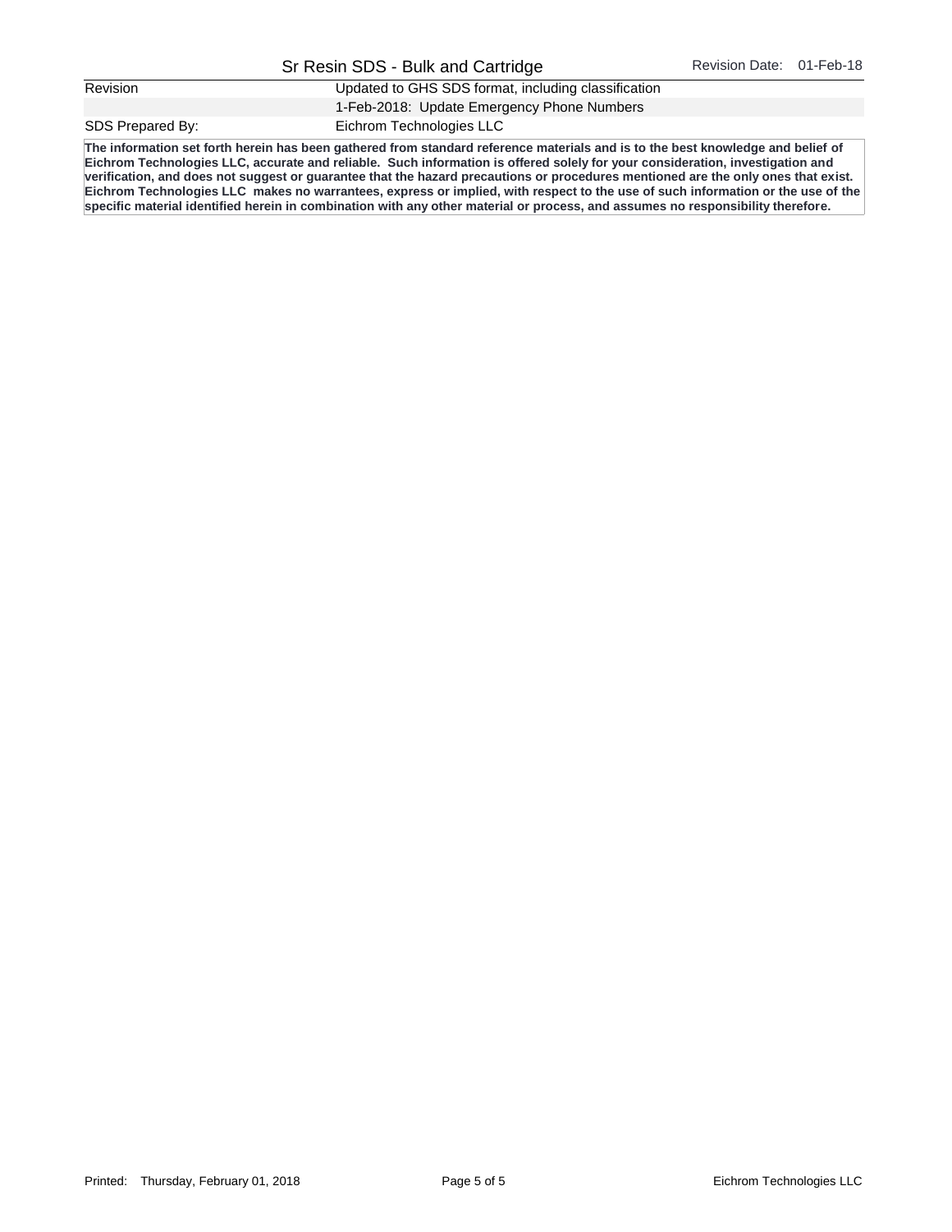| | |
|---|---|
| Revision | Updated to GHS SDS format, including classification |
| | 1-Feb-2018: Update Emergency Phone Numbers |
| SDS Prepared By: | Eichrom Technologies LLC |

**The information set forth herein has been gathered from standard reference materials and is to the best knowledge and belief of Eichrom Technologies LLC, accurate and reliable. Such information is offered solely for your consideration, investigation and verification, and does not suggest or guarantee that the hazard precautions or procedures mentioned are the only ones that exist. Eichrom Technologies LLC makes no warrantees, express or implied, with respect to the use of such information or the use of the specific material identified herein in combination with any other material or process, and assumes no responsibility therefore.**